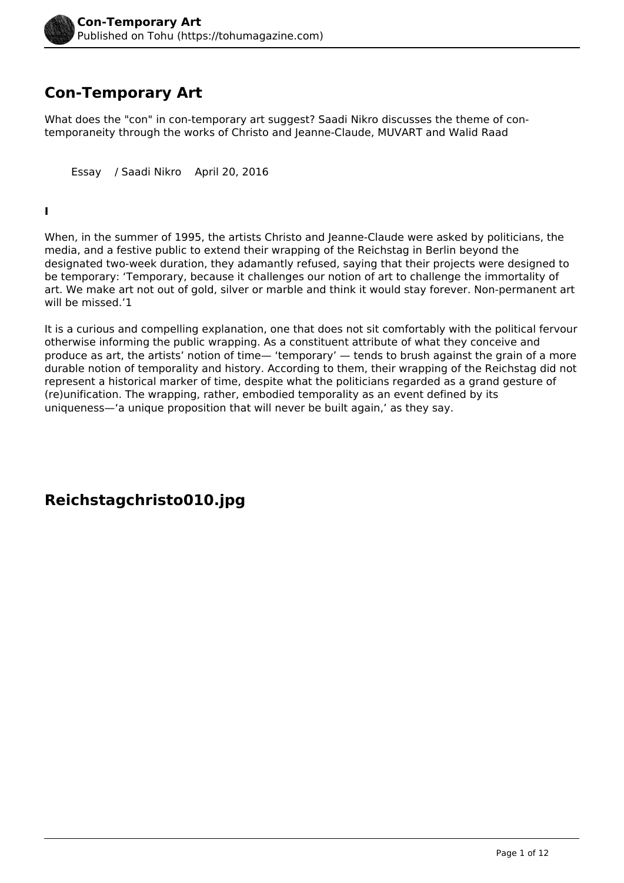# Con-Temporary Art

What does the "con" in con-temporary art suggest? Saadi Nikro discusses the theme of con-temporaneity through the works of Christo and Jeanne-Claude, MUVART and Walid Raad

Essay / Saadi Nikro April 20, 2016

**I**

When, in the summer of 1995, the artists Christo and Jeanne-Claude were asked by politicians, the media, and a festive public to extend their wrapping of the Reichstag in Berlin beyond the designated two-week duration, they adamantly refused, saying that their projects were designed to be temporary: 'Temporary, because it challenges our notion of art to challenge the immortality of art. We make art not out of gold, silver or marble and think it would stay forever. Non-permanent art will be missed.'1

It is a curious and compelling explanation, one that does not sit comfortably with the political fervour otherwise informing the public wrapping. As a constituent attribute of what they conceive and produce as art, the artists' notion of time— 'temporary' — tends to brush against the grain of a more durable notion of temporality and history. According to them, their wrapping of the Reichstag did not represent a historical marker of time, despite what the politicians regarded as a grand gesture of (re)unification. The wrapping, rather, embodied temporality as an event defined by its uniqueness—'a unique proposition that will never be built again,' as they say.

## Reichstagchristo010.jpg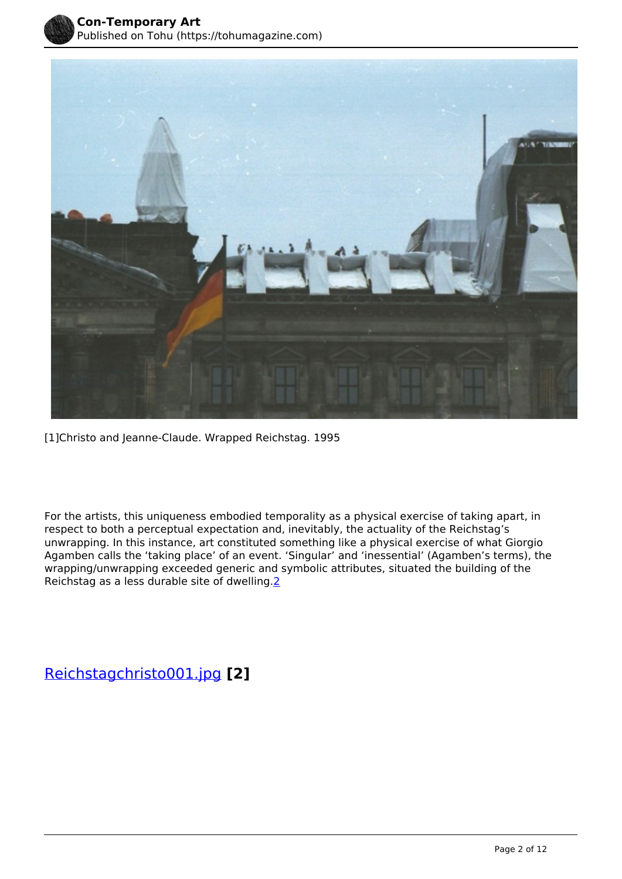[1]Christo and Jeanne-Claude. Wrapped Reichstag. 1995

For the artists, this uniqueness embodied temporality as a physical exercise of taking apart, in respect to both a perceptual expectation and, inevitably, the actuality of the Reichstag's unwrapping. In this instance, art constituted something like a physical exercise of what Giorgio Agamben calls the 'taking place' of an event. 'Singular' and 'inessential' (Agamben's terms), the wrapping/unwrapping exceeded generic and symbolic attributes, situated the building of the Reichstag as a less durable site of dwelling.2

## Reichstagchristo001.jpg [2]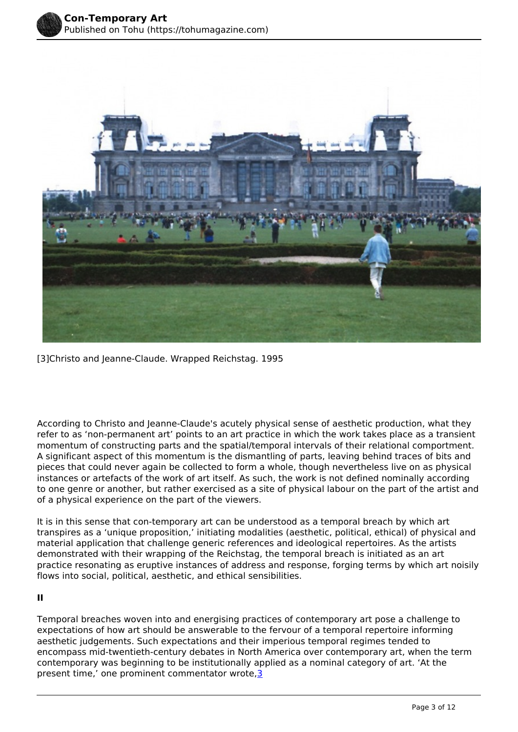[3]Christo and Jeanne-Claude. Wrapped Reichstag. 1995

According to Christo and Jeanne-Claude's acutely physical sense of aesthetic production, what they refer to as 'non-permanent art' points to an art practice in which the work takes place as a transient momentum of constructing parts and the spatial/temporal intervals of their relational comportment. A significant aspect of this momentum is the dismantling of parts, leaving behind traces of bits and pieces that could never again be collected to form a whole, though nevertheless live on as physical instances or artefacts of the work of art itself. As such, the work is not defined nominally according to one genre or another, but rather exercised as a site of physical labour on the part of the artist and of a physical experience on the part of the viewers.

It is in this sense that con-temporary art can be understood as a temporal breach by which art transpires as a 'unique proposition,' initiating modalities (aesthetic, political, ethical) of physical and material application that challenge generic references and ideological repertoires. As the artists demonstrated with their wrapping of the Reichstag, the temporal breach is initiated as an art practice resonating as eruptive instances of address and response, forging terms by which art noisily flows into social, political, aesthetic, and ethical sensibilities.

**II**

Temporal breaches woven into and energising practices of contemporary art pose a challenge to expectations of how art should be answerable to the fervour of a temporal repertoire informing aesthetic judgements. Such expectations and their imperious temporal regimes tended to encompass mid-twentieth-century debates in North America over contemporary art, when the term contemporary was beginning to be institutionally applied as a nominal category of art. 'At the present time,' one prominent commentator wrote,[3]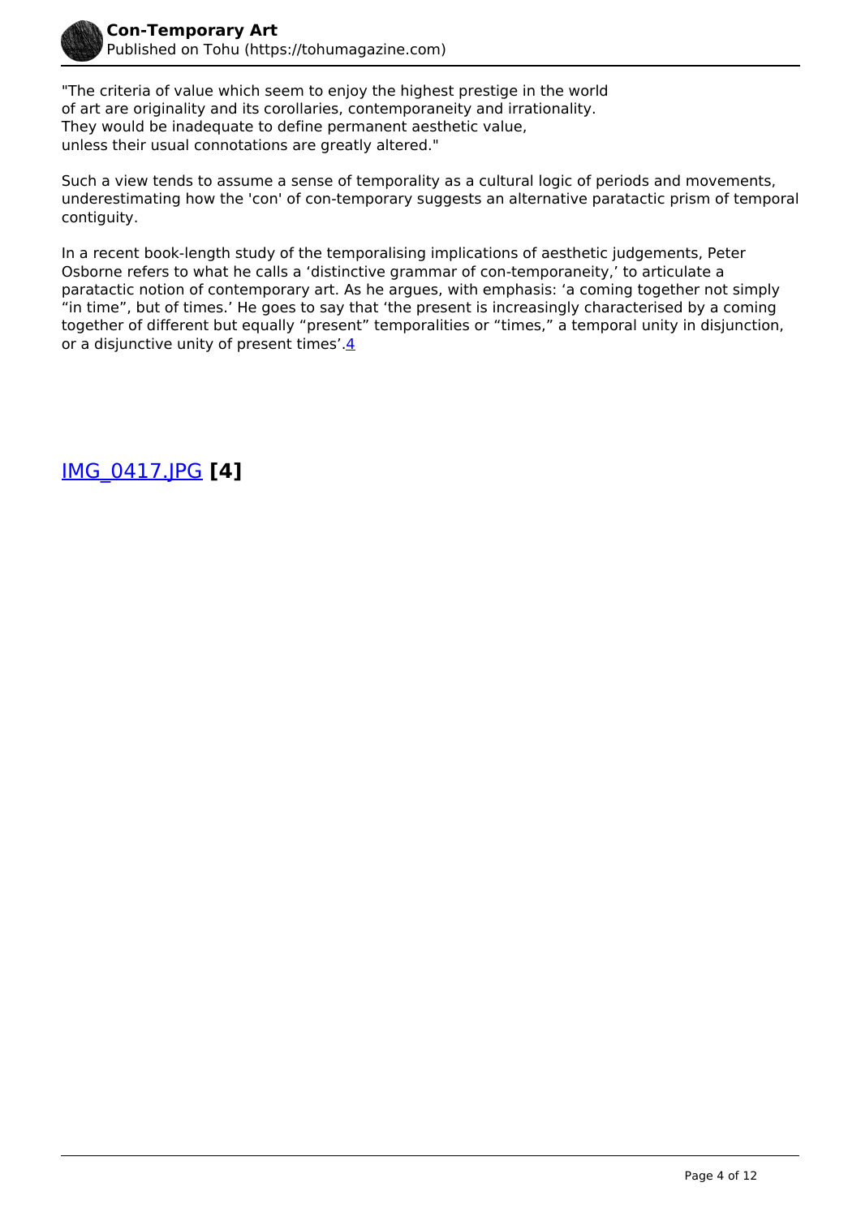"The criteria of value which seem to enjoy the highest prestige in the world
of art are originality and its corollaries, contemporaneity and irrationality.
They would be inadequate to define permanent aesthetic value,
unless their usual connotations are greatly altered."

Such a view tends to assume a sense of temporality as a cultural logic of periods and movements, underestimating how the 'con' of con-temporary suggests an alternative paratactic prism of temporal contiguity.

In a recent book-length study of the temporalising implications of aesthetic judgements, Peter Osborne refers to what he calls a 'distinctive grammar of con-temporaneity,' to articulate a paratactic notion of contemporary art. As he argues, with emphasis: 'a coming together not simply "in time", but of times.' He goes to say that 'the present is increasingly characterised by a coming together of different but equally "present" temporalities or "times," a temporal unity in disjunction, or a disjunctive unity of present times'.[4]

IMG_0417.JPG **[4]**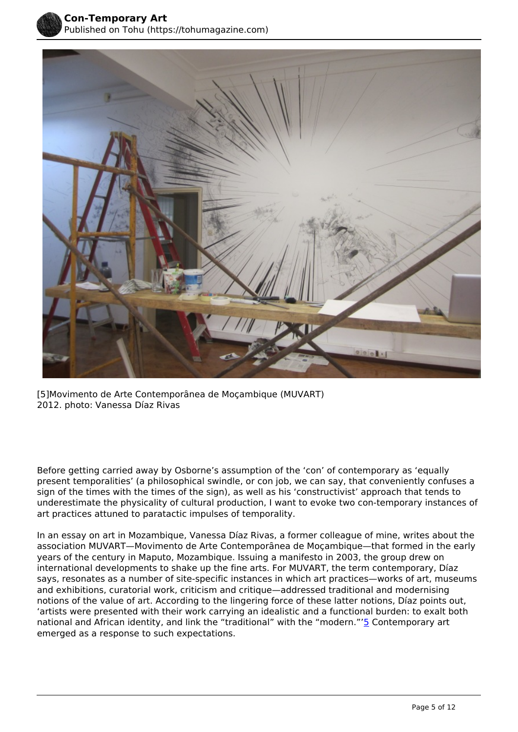[5]Movimento de Arte Contemporânea de Moçambique (MUVART)
2012. photo: Vanessa Díaz Rivas

Before getting carried away by Osborne's assumption of the 'con' of contemporary as 'equally present temporalities' (a philosophical swindle, or con job, we can say, that conveniently confuses a sign of the times with the times of the sign), as well as his 'constructivist' approach that tends to underestimate the physicality of cultural production, I want to evoke two con-temporary instances of art practices attuned to paratactic impulses of temporality.

In an essay on art in Mozambique, Vanessa Díaz Rivas, a former colleague of mine, writes about the association MUVART—Movimento de Arte Contemporânea de Moçambique—that formed in the early years of the century in Maputo, Mozambique. Issuing a manifesto in 2003, the group drew on international developments to shake up the fine arts. For MUVART, the term contemporary, Díaz says, resonates as a number of site-specific instances in which art practices—works of art, museums and exhibitions, curatorial work, criticism and critique—addressed traditional and modernising notions of the value of art. According to the lingering force of these latter notions, Díaz points out, 'artists were presented with their work carrying an idealistic and a functional burden: to exalt both national and African identity, and link the "traditional" with the "modern."'[5] Contemporary art emerged as a response to such expectations.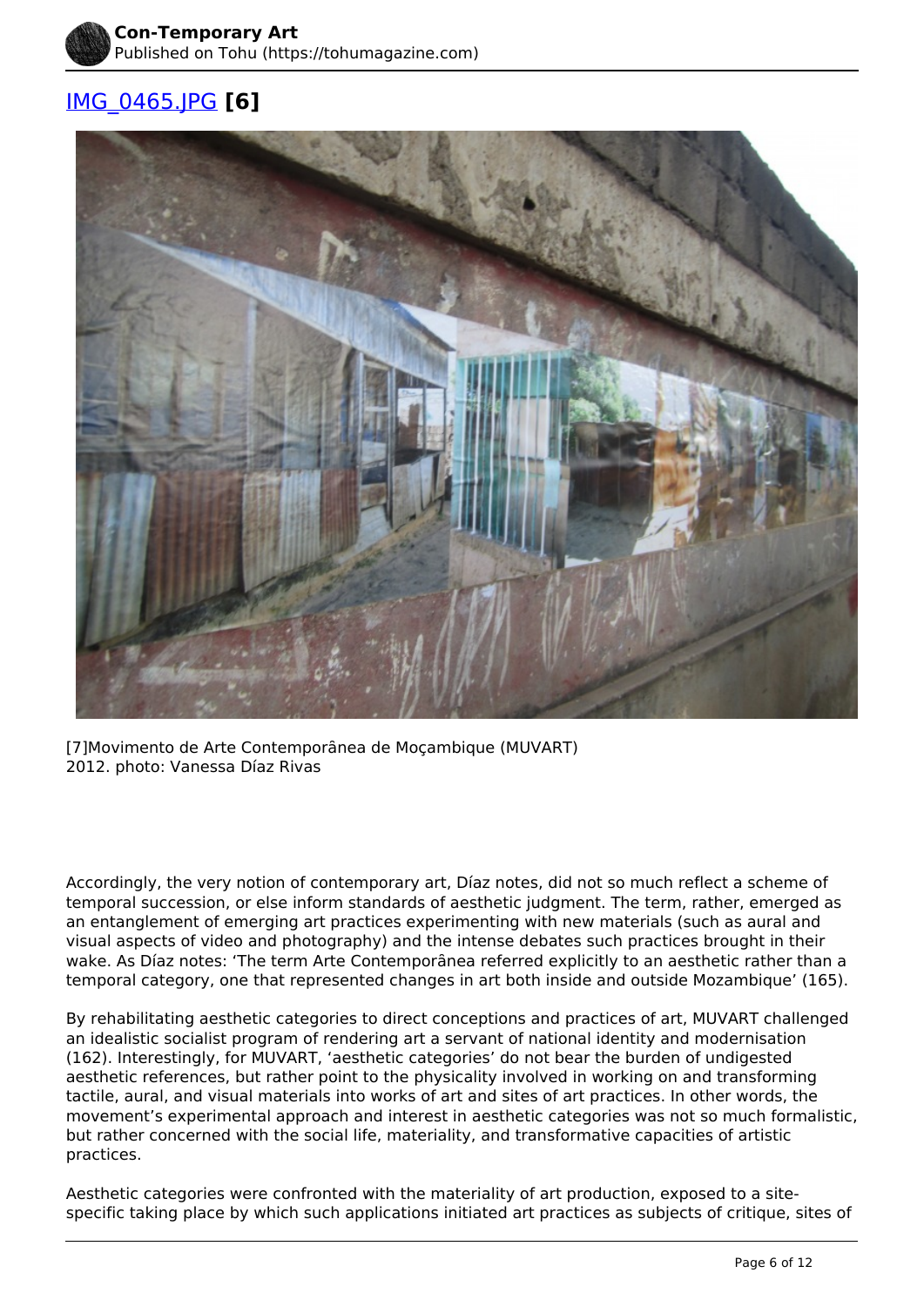[IMG_0465.JPG](IMG_0465.JPG) **[6]**

[7]Movimento de Arte Contemporânea de Moçambique (MUVART)
2012. photo: Vanessa Díaz Rivas

Accordingly, the very notion of contemporary art, Díaz notes, did not so much reflect a scheme of temporal succession, or else inform standards of aesthetic judgment. The term, rather, emerged as an entanglement of emerging art practices experimenting with new materials (such as aural and visual aspects of video and photography) and the intense debates such practices brought in their wake. As Díaz notes: 'The term Arte Contemporânea referred explicitly to an aesthetic rather than a temporal category, one that represented changes in art both inside and outside Mozambique' (165).

By rehabilitating aesthetic categories to direct conceptions and practices of art, MUVART challenged an idealistic socialist program of rendering art a servant of national identity and modernisation (162). Interestingly, for MUVART, 'aesthetic categories' do not bear the burden of undigested aesthetic references, but rather point to the physicality involved in working on and transforming tactile, aural, and visual materials into works of art and sites of art practices. In other words, the movement's experimental approach and interest in aesthetic categories was not so much formalistic, but rather concerned with the social life, materiality, and transformative capacities of artistic practices.

Aesthetic categories were confronted with the materiality of art production, exposed to a site-specific taking place by which such applications initiated art practices as subjects of critique, sites of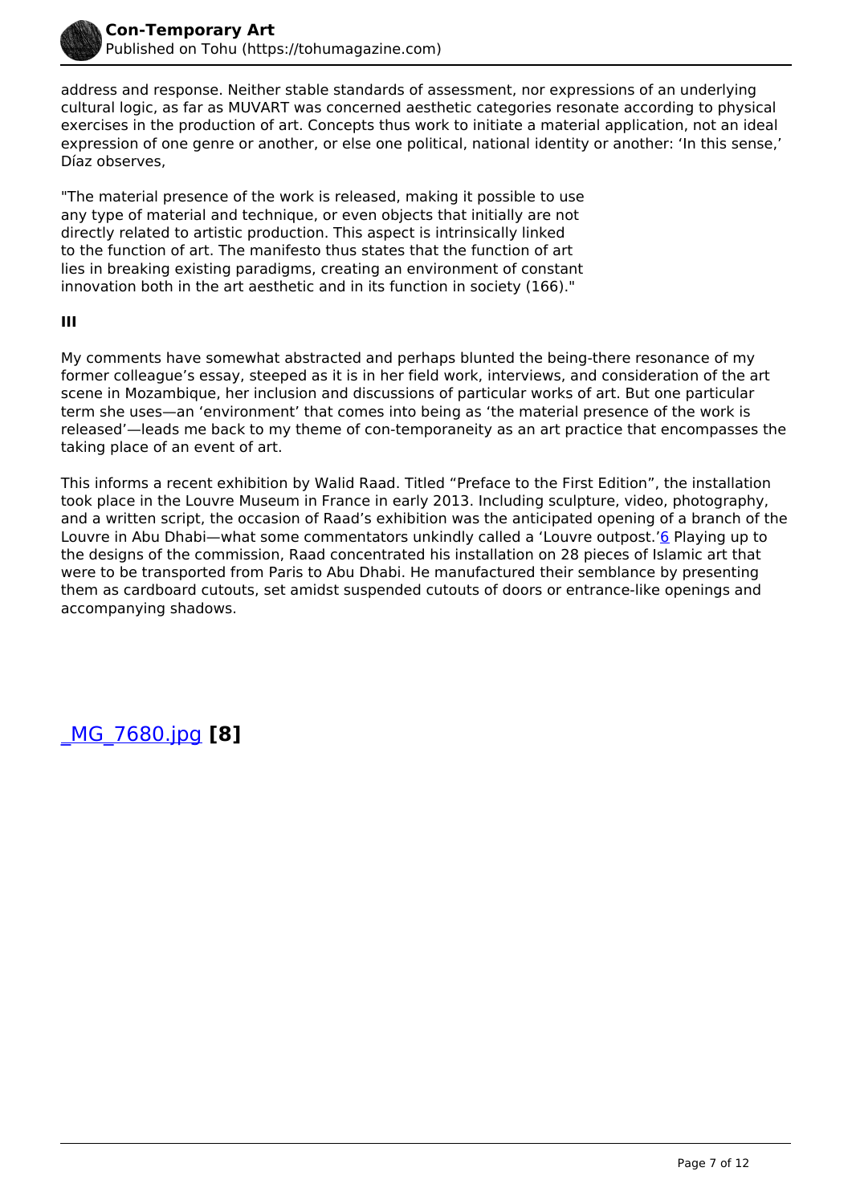address and response. Neither stable standards of assessment, nor expressions of an underlying cultural logic, as far as MUVART was concerned aesthetic categories resonate according to physical exercises in the production of art. Concepts thus work to initiate a material application, not an ideal expression of one genre or another, or else one political, national identity or another: 'In this sense,' Díaz observes,

> "The material presence of the work is released, making it possible to use any type of material and technique, or even objects that initially are not directly related to artistic production. This aspect is intrinsically linked to the function of art. The manifesto thus states that the function of art lies in breaking existing paradigms, creating an environment of constant innovation both in the art aesthetic and in its function in society (166)."

**III**

My comments have somewhat abstracted and perhaps blunted the being-there resonance of my former colleague's essay, steeped as it is in her field work, interviews, and consideration of the art scene in Mozambique, her inclusion and discussions of particular works of art. But one particular term she uses—an 'environment' that comes into being as 'the material presence of the work is released'—leads me back to my theme of con-temporaneity as an art practice that encompasses the taking place of an event of art.

This informs a recent exhibition by Walid Raad. Titled "Preface to the First Edition", the installation took place in the Louvre Museum in France in early 2013. Including sculpture, video, photography, and a written script, the occasion of Raad's exhibition was the anticipated opening of a branch of the Louvre in Abu Dhabi—what some commentators unkindly called a 'Louvre outpost.'[6] Playing up to the designs of the commission, Raad concentrated his installation on 28 pieces of Islamic art that were to be transported from Paris to Abu Dhabi. He manufactured their semblance by presenting them as cardboard cutouts, set amidst suspended cutouts of doors or entrance-like openings and accompanying shadows.

_MG_7680.jpg **[8]**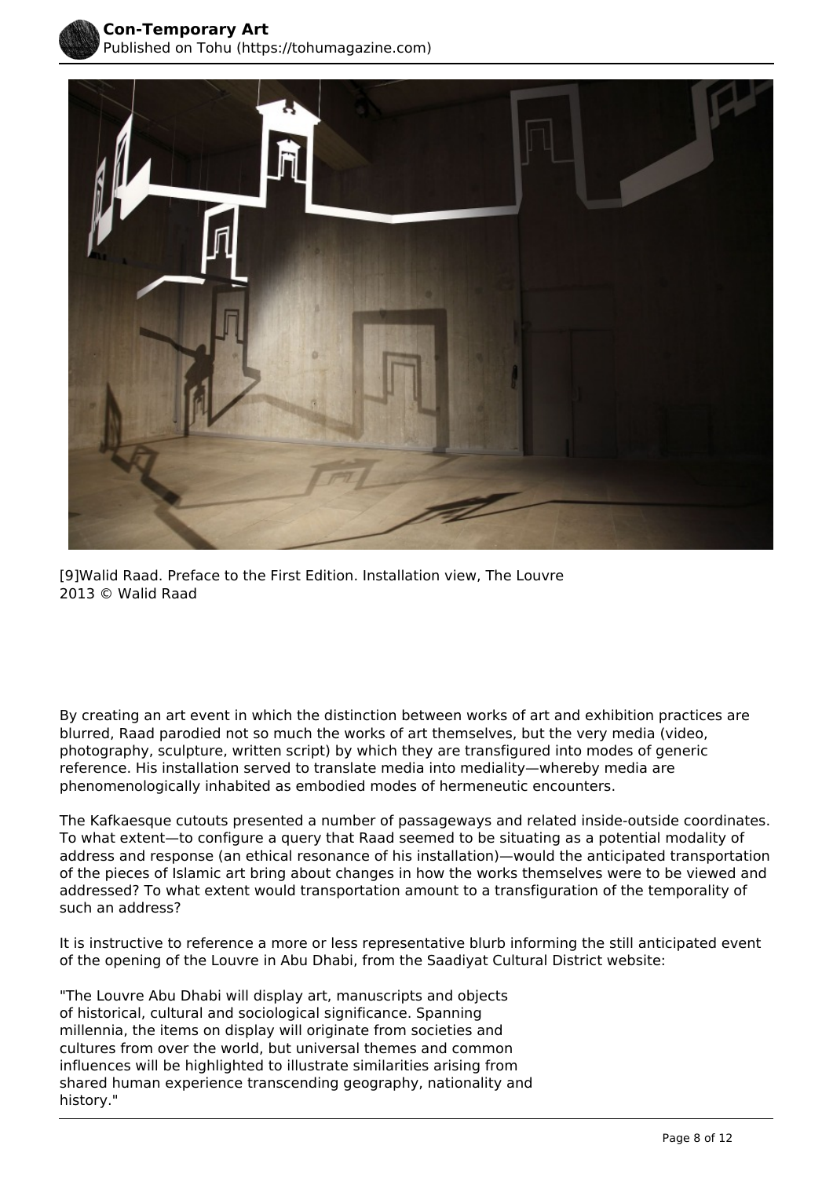[9]Walid Raad. Preface to the First Edition. Installation view, The Louvre 2013 © Walid Raad

By creating an art event in which the distinction between works of art and exhibition practices are blurred, Raad parodied not so much the works of art themselves, but the very media (video, photography, sculpture, written script) by which they are transfigured into modes of generic reference. His installation served to translate media into mediality—whereby media are phenomenologically inhabited as embodied modes of hermeneutic encounters.

The Kafkaesque cutouts presented a number of passageways and related inside-outside coordinates. To what extent—to configure a query that Raad seemed to be situating as a potential modality of address and response (an ethical resonance of his installation)—would the anticipated transportation of the pieces of Islamic art bring about changes in how the works themselves were to be viewed and addressed? To what extent would transportation amount to a transfiguration of the temporality of such an address?

It is instructive to reference a more or less representative blurb informing the still anticipated event of the opening of the Louvre in Abu Dhabi, from the Saadiyat Cultural District website:

"The Louvre Abu Dhabi will display art, manuscripts and objects of historical, cultural and sociological significance. Spanning millennia, the items on display will originate from societies and cultures from over the world, but universal themes and common influences will be highlighted to illustrate similarities arising from shared human experience transcending geography, nationality and history."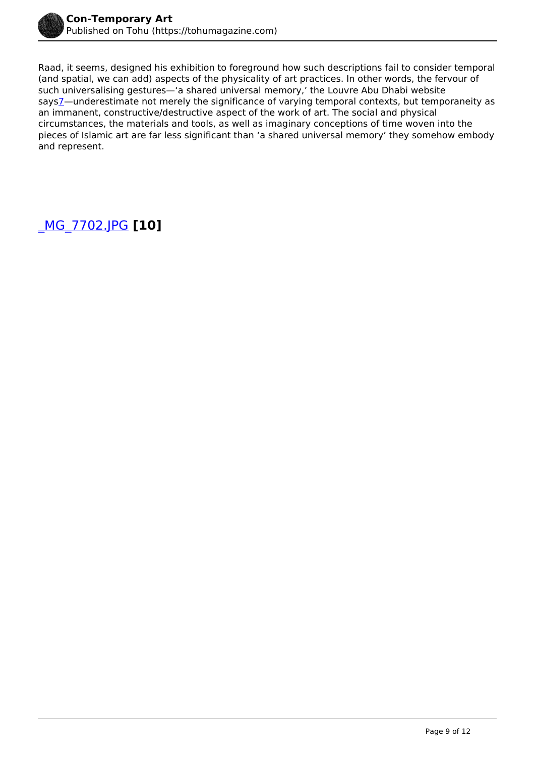Raad, it seems, designed his exhibition to foreground how such descriptions fail to consider temporal (and spatial, we can add) aspects of the physicality of art practices. In other words, the fervour of such universalising gestures—'a shared universal memory,' the Louvre Abu Dhabi website says[7]—underestimate not merely the significance of varying temporal contexts, but temporaneity as an immanent, constructive/destructive aspect of the work of art. The social and physical circumstances, the materials and tools, as well as imaginary conceptions of time woven into the pieces of Islamic art are far less significant than 'a shared universal memory' they somehow embody and represent.

_MG_7702.JPG **[10]**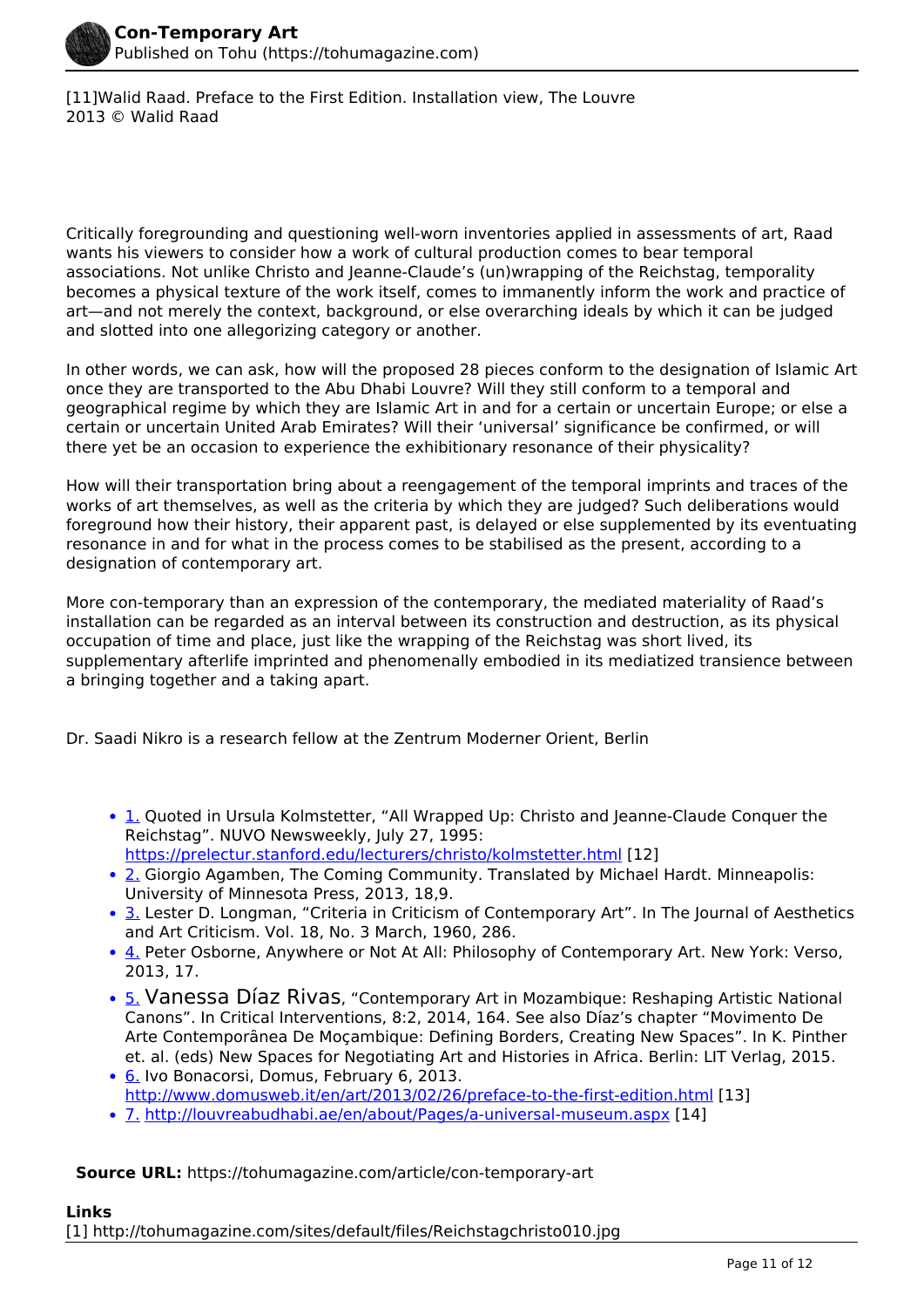[11]Walid Raad. Preface to the First Edition. Installation view, The Louvre 2013 © Walid Raad

Critically foregrounding and questioning well-worn inventories applied in assessments of art, Raad wants his viewers to consider how a work of cultural production comes to bear temporal associations. Not unlike Christo and Jeanne-Claude's (un)wrapping of the Reichstag, temporality becomes a physical texture of the work itself, comes to immanently inform the work and practice of art—and not merely the context, background, or else overarching ideals by which it can be judged and slotted into one allegorizing category or another.

In other words, we can ask, how will the proposed 28 pieces conform to the designation of Islamic Art once they are transported to the Abu Dhabi Louvre? Will they still conform to a temporal and geographical regime by which they are Islamic Art in and for a certain or uncertain Europe; or else a certain or uncertain United Arab Emirates? Will their 'universal' significance be confirmed, or will there yet be an occasion to experience the exhibitionary resonance of their physicality?

How will their transportation bring about a reengagement of the temporal imprints and traces of the works of art themselves, as well as the criteria by which they are judged? Such deliberations would foreground how their history, their apparent past, is delayed or else supplemented by its eventuating resonance in and for what in the process comes to be stabilised as the present, according to a designation of contemporary art.

More con-temporary than an expression of the contemporary, the mediated materiality of Raad's installation can be regarded as an interval between its construction and destruction, as its physical occupation of time and place, just like the wrapping of the Reichstag was short lived, its supplementary afterlife imprinted and phenomenally embodied in its mediatized transience between a bringing together and a taking apart.

Dr. Saadi Nikro is a research fellow at the Zentrum Moderner Orient, Berlin

- 1. Quoted in Ursula Kolmstetter, "All Wrapped Up: Christo and Jeanne-Claude Conquer the Reichstag". NUVO Newsweekly, July 27, 1995: https://prelectur.stanford.edu/lecturers/christo/kolmstetter.html [12]
- 2. Giorgio Agamben, The Coming Community. Translated by Michael Hardt. Minneapolis: University of Minnesota Press, 2013, 18,9.
- 3. Lester D. Longman, "Criteria in Criticism of Contemporary Art". In The Journal of Aesthetics and Art Criticism. Vol. 18, No. 3 March, 1960, 286.
- 4. Peter Osborne, Anywhere or Not At All: Philosophy of Contemporary Art. New York: Verso, 2013, 17.
- 5. Vanessa Díaz Rivas, "Contemporary Art in Mozambique: Reshaping Artistic National Canons". In Critical Interventions, 8:2, 2014, 164. See also Díaz's chapter "Movimento De Arte Contemporânea De Moçambique: Defining Borders, Creating New Spaces". In K. Pinther et. al. (eds) New Spaces for Negotiating Art and Histories in Africa. Berlin: LIT Verlag, 2015.
- 6. Ivo Bonacorsi, Domus, February 6, 2013. http://www.domusweb.it/en/art/2013/02/26/preface-to-the-first-edition.html [13]
- 7. http://louvreabudhabi.ae/en/about/Pages/a-universal-museum.aspx [14]

**Source URL:** https://tohumagazine.com/article/con-temporary-art

**Links**
[1] http://tohumagazine.com/sites/default/files/Reichstagchristo010.jpg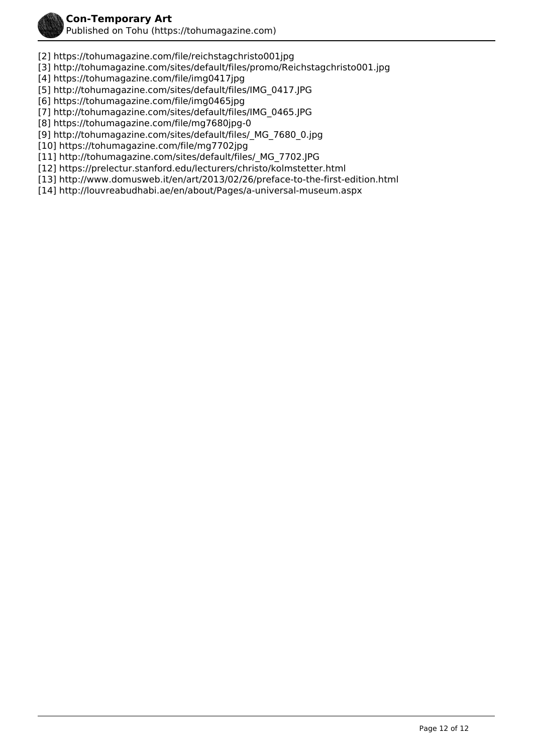[2] https://tohumagazine.com/file/reichstagchristo001jpg
[3] http://tohumagazine.com/sites/default/files/promo/Reichstagchristo001.jpg
[4] https://tohumagazine.com/file/img0417jpg
[5] http://tohumagazine.com/sites/default/files/IMG_0417.JPG
[6] https://tohumagazine.com/file/img0465jpg
[7] http://tohumagazine.com/sites/default/files/IMG_0465.JPG
[8] https://tohumagazine.com/file/mg7680jpg-0
[9] http://tohumagazine.com/sites/default/files/_MG_7680_0.jpg
[10] https://tohumagazine.com/file/mg7702jpg
[11] http://tohumagazine.com/sites/default/files/_MG_7702.JPG
[12] https://prelectur.stanford.edu/lecturers/christo/kolmstetter.html
[13] http://www.domusweb.it/en/art/2013/02/26/preface-to-the-first-edition.html
[14] http://louvreabudhabi.ae/en/about/Pages/a-universal-museum.aspx